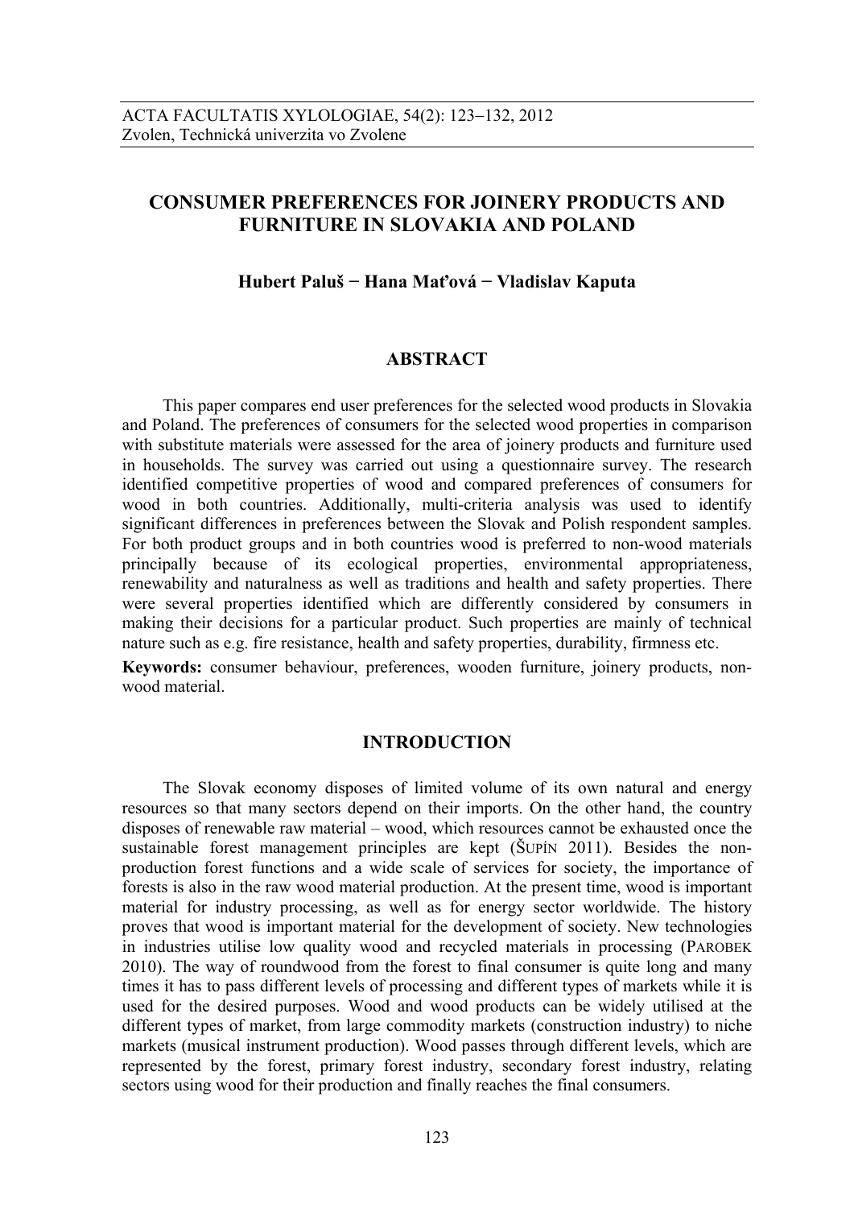# CONSUMER PREFERENCES FOR JOINERY PRODUCTS AND FURNITURE IN SLOVAKIA AND POLAND

**Hubert Paluš − Hana Maťová − Vladislav Kaputa**

## ABSTRACT

This paper compares end user preferences for the selected wood products in Slovakia and Poland. The preferences of consumers for the selected wood properties in comparison with substitute materials were assessed for the area of joinery products and furniture used in households. The survey was carried out using a questionnaire survey. The research identified competitive properties of wood and compared preferences of consumers for wood in both countries. Additionally, multi-criteria analysis was used to identify significant differences in preferences between the Slovak and Polish respondent samples. For both product groups and in both countries wood is preferred to non-wood materials principally because of its ecological properties, environmental appropriateness, renewability and naturalness as well as traditions and health and safety properties. There were several properties identified which are differently considered by consumers in making their decisions for a particular product. Such properties are mainly of technical nature such as e.g. fire resistance, health and safety properties, durability, firmness etc.

**Keywords:** consumer behaviour, preferences, wooden furniture, joinery products, non-wood material.

## INTRODUCTION

The Slovak economy disposes of limited volume of its own natural and energy resources so that many sectors depend on their imports. On the other hand, the country disposes of renewable raw material – wood, which resources cannot be exhausted once the sustainable forest management principles are kept (Šupín 2011). Besides the non-production forest functions and a wide scale of services for society, the importance of forests is also in the raw wood material production. At the present time, wood is important material for industry processing, as well as for energy sector worldwide. The history proves that wood is important material for the development of society. New technologies in industries utilise low quality wood and recycled materials in processing (Parobek 2010). The way of roundwood from the forest to final consumer is quite long and many times it has to pass different levels of processing and different types of markets while it is used for the desired purposes. Wood and wood products can be widely utilised at the different types of market, from large commodity markets (construction industry) to niche markets (musical instrument production). Wood passes through different levels, which are represented by the forest, primary forest industry, secondary forest industry, relating sectors using wood for their production and finally reaches the final consumers.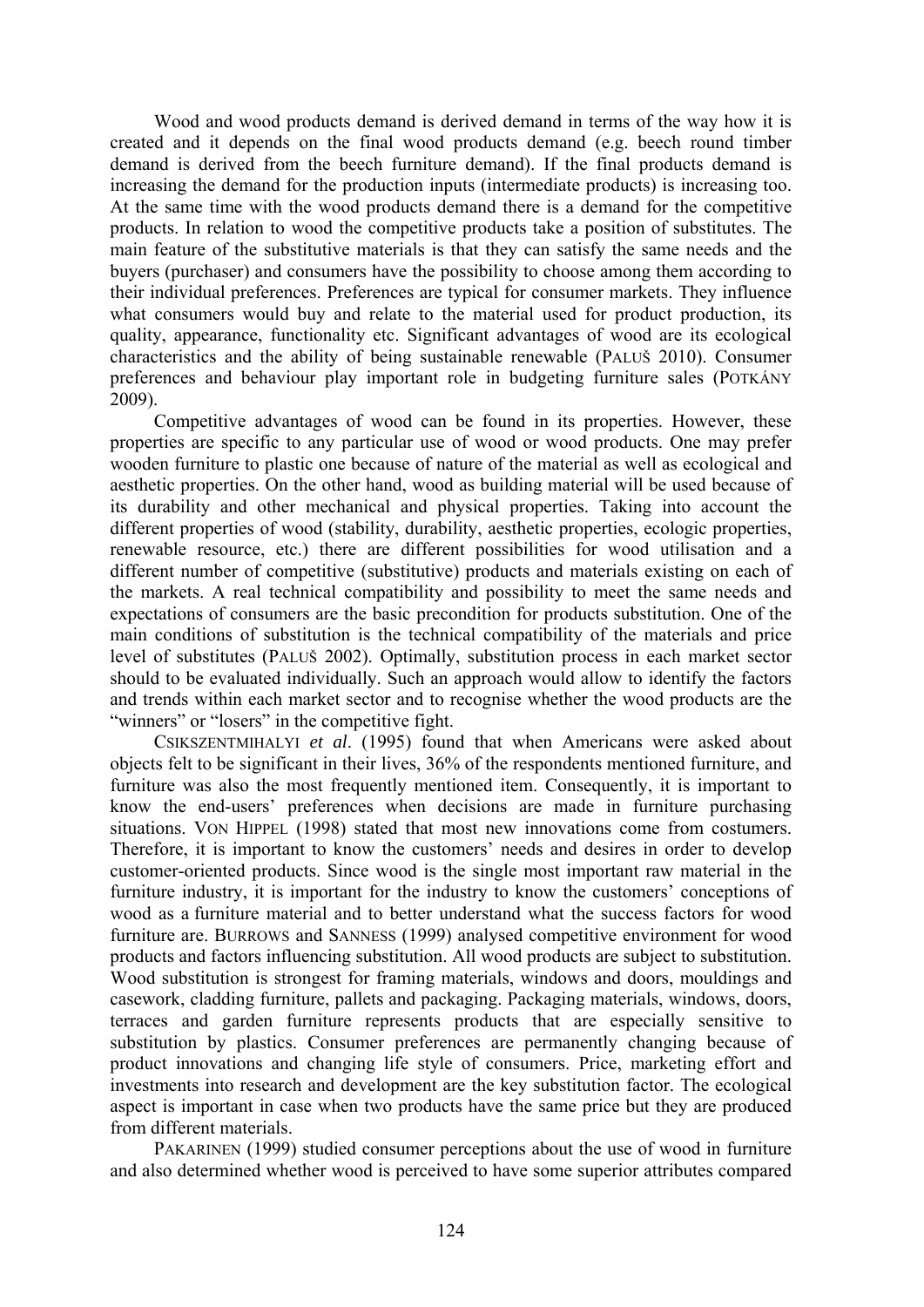Wood and wood products demand is derived demand in terms of the way how it is created and it depends on the final wood products demand (e.g. beech round timber demand is derived from the beech furniture demand). If the final products demand is increasing the demand for the production inputs (intermediate products) is increasing too. At the same time with the wood products demand there is a demand for the competitive products. In relation to wood the competitive products take a position of substitutes. The main feature of the substitutive materials is that they can satisfy the same needs and the buyers (purchaser) and consumers have the possibility to choose among them according to their individual preferences. Preferences are typical for consumer markets. They influence what consumers would buy and relate to the material used for product production, its quality, appearance, functionality etc. Significant advantages of wood are its ecological characteristics and the ability of being sustainable renewable (PALUŠ 2010). Consumer preferences and behaviour play important role in budgeting furniture sales (POTKÁNY 2009).

Competitive advantages of wood can be found in its properties. However, these properties are specific to any particular use of wood or wood products. One may prefer wooden furniture to plastic one because of nature of the material as well as ecological and aesthetic properties. On the other hand, wood as building material will be used because of its durability and other mechanical and physical properties. Taking into account the different properties of wood (stability, durability, aesthetic properties, ecologic properties, renewable resource, etc.) there are different possibilities for wood utilisation and a different number of competitive (substitutive) products and materials existing on each of the markets. A real technical compatibility and possibility to meet the same needs and expectations of consumers are the basic precondition for products substitution. One of the main conditions of substitution is the technical compatibility of the materials and price level of substitutes (PALUŠ 2002). Optimally, substitution process in each market sector should to be evaluated individually. Such an approach would allow to identify the factors and trends within each market sector and to recognise whether the wood products are the "winners" or "losers" in the competitive fight.

CSIKSZENTMIHALYI *et al*. (1995) found that when Americans were asked about objects felt to be significant in their lives, 36% of the respondents mentioned furniture, and furniture was also the most frequently mentioned item. Consequently, it is important to know the end-users' preferences when decisions are made in furniture purchasing situations. VON HIPPEL (1998) stated that most new innovations come from costumers. Therefore, it is important to know the customers' needs and desires in order to develop customer-oriented products. Since wood is the single most important raw material in the furniture industry, it is important for the industry to know the customers' conceptions of wood as a furniture material and to better understand what the success factors for wood furniture are. BURROWS and SANNESS (1999) analysed competitive environment for wood products and factors influencing substitution. All wood products are subject to substitution. Wood substitution is strongest for framing materials, windows and doors, mouldings and casework, cladding furniture, pallets and packaging. Packaging materials, windows, doors, terraces and garden furniture represents products that are especially sensitive to substitution by plastics. Consumer preferences are permanently changing because of product innovations and changing life style of consumers. Price, marketing effort and investments into research and development are the key substitution factor. The ecological aspect is important in case when two products have the same price but they are produced from different materials.

PAKARINEN (1999) studied consumer perceptions about the use of wood in furniture and also determined whether wood is perceived to have some superior attributes compared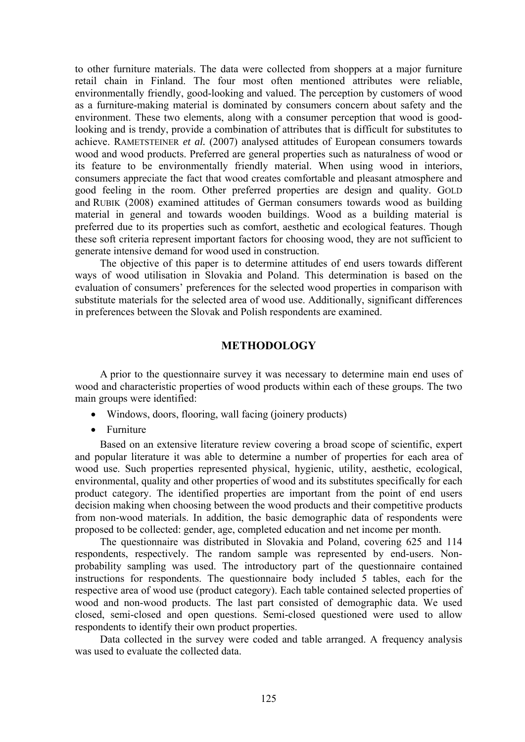to other furniture materials. The data were collected from shoppers at a major furniture retail chain in Finland. The four most often mentioned attributes were reliable, environmentally friendly, good-looking and valued. The perception by customers of wood as a furniture-making material is dominated by consumers concern about safety and the environment. These two elements, along with a consumer perception that wood is good-looking and is trendy, provide a combination of attributes that is difficult for substitutes to achieve. RAMETSTEINER *et al.* (2007) analysed attitudes of European consumers towards wood and wood products. Preferred are general properties such as naturalness of wood or its feature to be environmentally friendly material. When using wood in interiors, consumers appreciate the fact that wood creates comfortable and pleasant atmosphere and good feeling in the room. Other preferred properties are design and quality. GOLD and RUBIK (2008) examined attitudes of German consumers towards wood as building material in general and towards wooden buildings. Wood as a building material is preferred due to its properties such as comfort, aesthetic and ecological features. Though these soft criteria represent important factors for choosing wood, they are not sufficient to generate intensive demand for wood used in construction.

The objective of this paper is to determine attitudes of end users towards different ways of wood utilisation in Slovakia and Poland. This determination is based on the evaluation of consumers' preferences for the selected wood properties in comparison with substitute materials for the selected area of wood use. Additionally, significant differences in preferences between the Slovak and Polish respondents are examined.

## METHODOLOGY

A prior to the questionnaire survey it was necessary to determine main end uses of wood and characteristic properties of wood products within each of these groups. The two main groups were identified:

- Windows, doors, flooring, wall facing (joinery products)
- Furniture

Based on an extensive literature review covering a broad scope of scientific, expert and popular literature it was able to determine a number of properties for each area of wood use. Such properties represented physical, hygienic, utility, aesthetic, ecological, environmental, quality and other properties of wood and its substitutes specifically for each product category. The identified properties are important from the point of end users decision making when choosing between the wood products and their competitive products from non-wood materials. In addition, the basic demographic data of respondents were proposed to be collected: gender, age, completed education and net income per month.

The questionnaire was distributed in Slovakia and Poland, covering 625 and 114 respondents, respectively. The random sample was represented by end-users. Non-probability sampling was used. The introductory part of the questionnaire contained instructions for respondents. The questionnaire body included 5 tables, each for the respective area of wood use (product category). Each table contained selected properties of wood and non-wood products. The last part consisted of demographic data. We used closed, semi-closed and open questions. Semi-closed questioned were used to allow respondents to identify their own product properties.

Data collected in the survey were coded and table arranged. A frequency analysis was used to evaluate the collected data.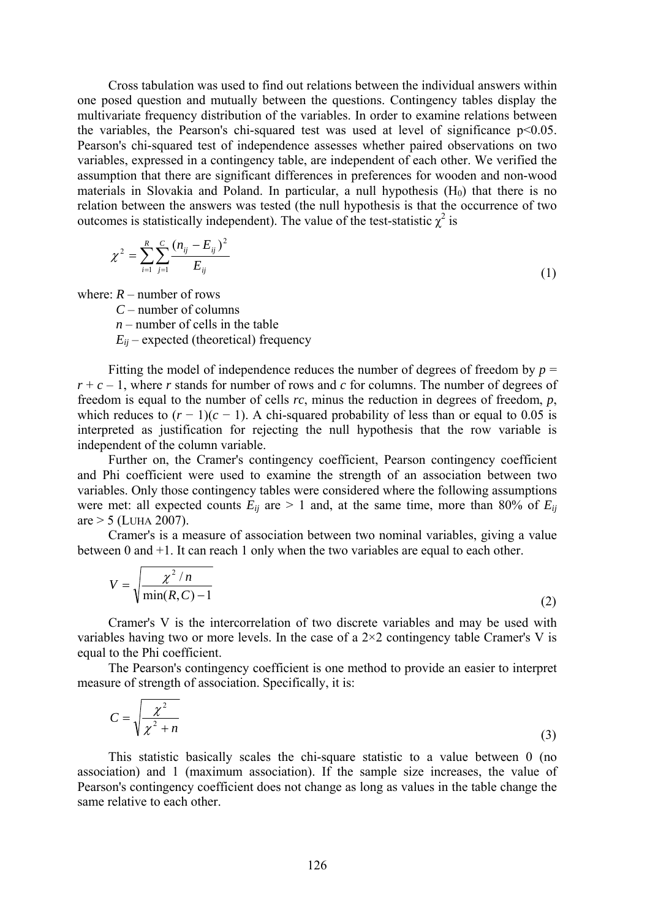Cross tabulation was used to find out relations between the individual answers within one posed question and mutually between the questions. Contingency tables display the multivariate frequency distribution of the variables. In order to examine relations between the variables, the Pearson's chi-squared test was used at level of significance $p<0.05$. Pearson's chi-squared test of independence assesses whether paired observations on two variables, expressed in a contingency table, are independent of each other. We verified the assumption that there are significant differences in preferences for wooden and non-wood materials in Slovakia and Poland. In particular, a null hypothesis ($H_0$) that there is no relation between the answers was tested (the null hypothesis is that the occurrence of two outcomes is statistically independent). The value of the test-statistic $\chi^2$ is

$$\chi^2 = \sum_{i=1}^{R} \sum_{j=1}^{C} \frac{(n_{ij} - E_{ij})^2}{E_{ij}} \tag{1}$$

where: $R$ – number of rows
$C$ – number of columns
$n$ – number of cells in the table
$E_{ij}$ – expected (theoretical) frequency

Fitting the model of independence reduces the number of degrees of freedom by $p = r + c - 1$, where $r$ stands for number of rows and $c$ for columns. The number of degrees of freedom is equal to the number of cells $rc$, minus the reduction in degrees of freedom, $p$, which reduces to $(r - 1)(c - 1)$. A chi-squared probability of less than or equal to 0.05 is interpreted as justification for rejecting the null hypothesis that the row variable is independent of the column variable.

Further on, the Cramer's contingency coefficient, Pearson contingency coefficient and Phi coefficient were used to examine the strength of an association between two variables. Only those contingency tables were considered where the following assumptions were met: all expected counts $E_{ij}$ are $> 1$ and, at the same time, more than 80% of $E_{ij}$ are $> 5$ (LUHA 2007).

Cramer's is a measure of association between two nominal variables, giving a value between 0 and +1. It can reach 1 only when the two variables are equal to each other.

$$V = \sqrt{\frac{\chi^2 / n}{\min(R, C) - 1}} \tag{2}$$

Cramer's V is the intercorrelation of two discrete variables and may be used with variables having two or more levels. In the case of a 2×2 contingency table Cramer's V is equal to the Phi coefficient.

The Pearson's contingency coefficient is one method to provide an easier to interpret measure of strength of association. Specifically, it is:

$$C = \sqrt{\frac{\chi^2}{\chi^2 + n}} \tag{3}$$

This statistic basically scales the chi-square statistic to a value between 0 (no association) and 1 (maximum association). If the sample size increases, the value of Pearson's contingency coefficient does not change as long as values in the table change the same relative to each other.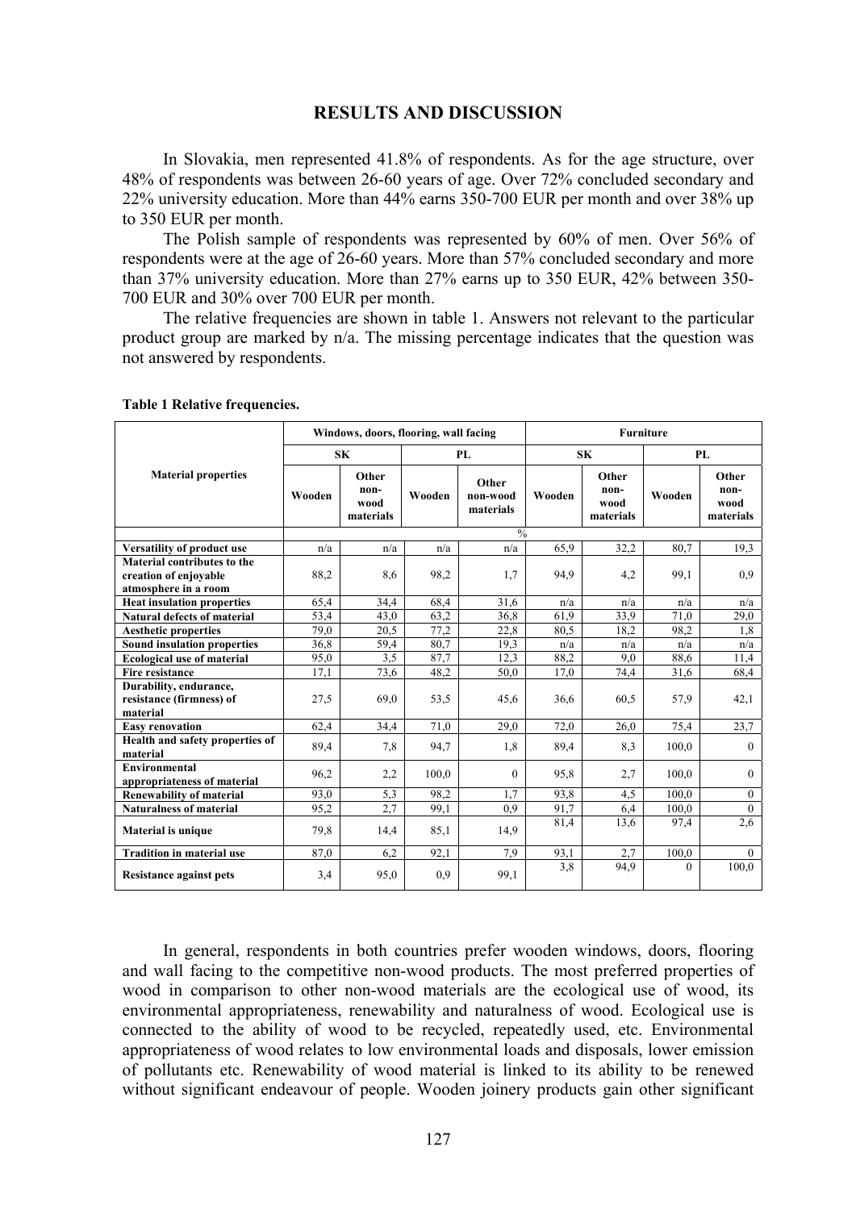## RESULTS AND DISCUSSION

In Slovakia, men represented 41.8% of respondents. As for the age structure, over 48% of respondents was between 26-60 years of age. Over 72% concluded secondary and 22% university education. More than 44% earns 350-700 EUR per month and over 38% up to 350 EUR per month.

The Polish sample of respondents was represented by 60% of men. Over 56% of respondents were at the age of 26-60 years. More than 57% concluded secondary and more than 37% university education. More than 27% earns up to 350 EUR, 42% between 350-700 EUR and 30% over 700 EUR per month.

The relative frequencies are shown in table 1. Answers not relevant to the particular product group are marked by n/a. The missing percentage indicates that the question was not answered by respondents.

**Table 1 Relative frequencies.**

| Material properties | Windows, doors, flooring, wall facing | | | | Furniture | | | |
|---|---|---|---|---|---|---|---|---|
| | SK | | PL | | SK | | PL | |
| | Wooden | Other non-wood materials | Wooden | Other non-wood materials | Wooden | Other non-wood materials | Wooden | Other non-wood materials |
| | % | | | | | | | |
| **Versatility of product use** | n/a | n/a | n/a | n/a | 65,9 | 32,2 | 80,7 | 19,3 |
| **Material contributes to the creation of enjoyable atmosphere in a room** | 88,2 | 8,6 | 98,2 | 1,7 | 94,9 | 4,2 | 99,1 | 0,9 |
| **Heat insulation properties** | 65,4 | 34,4 | 68,4 | 31,6 | n/a | n/a | n/a | n/a |
| **Natural defects of material** | 53,4 | 43,0 | 63,2 | 36,8 | 61,9 | 33,9 | 71,0 | 29,0 |
| **Aesthetic properties** | 79,0 | 20,5 | 77,2 | 22,8 | 80,5 | 18,2 | 98,2 | 1,8 |
| **Sound insulation properties** | 36,8 | 59,4 | 80,7 | 19,3 | n/a | n/a | n/a | n/a |
| **Ecological use of material** | 95,0 | 3,5 | 87,7 | 12,3 | 88,2 | 9,0 | 88,6 | 11,4 |
| **Fire resistance** | 17,1 | 73,6 | 48,2 | 50,0 | 17,0 | 74,4 | 31,6 | 68,4 |
| **Durability, endurance, resistance (firmness) of material** | 27,5 | 69,0 | 53,5 | 45,6 | 36,6 | 60,5 | 57,9 | 42,1 |
| **Easy renovation** | 62,4 | 34,4 | 71,0 | 29,0 | 72,0 | 26,0 | 75,4 | 23,7 |
| **Health and safety properties of material** | 89,4 | 7,8 | 94,7 | 1,8 | 89,4 | 8,3 | 100,0 | 0 |
| **Environmental appropriateness of material** | 96,2 | 2,2 | 100,0 | 0 | 95,8 | 2,7 | 100,0 | 0 |
| **Renewability of material** | 93,0 | 5,3 | 98,2 | 1,7 | 93,8 | 4,5 | 100,0 | 0 |
| **Naturalness of material** | 95,2 | 2,7 | 99,1 | 0,9 | 91,7 | 6,4 | 100,0 | 0 |
| **Material is unique** | 79,8 | 14,4 | 85,1 | 14,9 | 81,4 | 13,6 | 97,4 | 2,6 |
| **Tradition in material use** | 87,0 | 6,2 | 92,1 | 7,9 | 93,1 | 2,7 | 100,0 | 0 |
| **Resistance against pets** | 3,4 | 95,0 | 0,9 | 99,1 | 3,8 | 94,9 | 0 | 100,0 |

In general, respondents in both countries prefer wooden windows, doors, flooring and wall facing to the competitive non-wood products. The most preferred properties of wood in comparison to other non-wood materials are the ecological use of wood, its environmental appropriateness, renewability and naturalness of wood. Ecological use is connected to the ability of wood to be recycled, repeatedly used, etc. Environmental appropriateness of wood relates to low environmental loads and disposals, lower emission of pollutants etc. Renewability of wood material is linked to its ability to be renewed without significant endeavour of people. Wooden joinery products gain other significant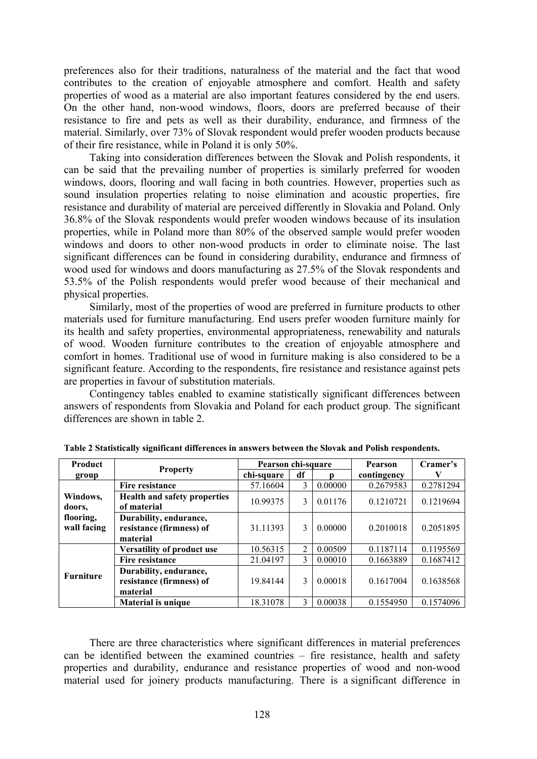preferences also for their traditions, naturalness of the material and the fact that wood contributes to the creation of enjoyable atmosphere and comfort. Health and safety properties of wood as a material are also important features considered by the end users. On the other hand, non-wood windows, floors, doors are preferred because of their resistance to fire and pets as well as their durability, endurance, and firmness of the material. Similarly, over 73% of Slovak respondent would prefer wooden products because of their fire resistance, while in Poland it is only 50%.

Taking into consideration differences between the Slovak and Polish respondents, it can be said that the prevailing number of properties is similarly preferred for wooden windows, doors, flooring and wall facing in both countries. However, properties such as sound insulation properties relating to noise elimination and acoustic properties, fire resistance and durability of material are perceived differently in Slovakia and Poland. Only 36.8% of the Slovak respondents would prefer wooden windows because of its insulation properties, while in Poland more than 80% of the observed sample would prefer wooden windows and doors to other non-wood products in order to eliminate noise. The last significant differences can be found in considering durability, endurance and firmness of wood used for windows and doors manufacturing as 27.5% of the Slovak respondents and 53.5% of the Polish respondents would prefer wood because of their mechanical and physical properties.

Similarly, most of the properties of wood are preferred in furniture products to other materials used for furniture manufacturing. End users prefer wooden furniture mainly for its health and safety properties, environmental appropriateness, renewability and naturals of wood. Wooden furniture contributes to the creation of enjoyable atmosphere and comfort in homes. Traditional use of wood in furniture making is also considered to be a significant feature. According to the respondents, fire resistance and resistance against pets are properties in favour of substitution materials.

Contingency tables enabled to examine statistically significant differences between answers of respondents from Slovakia and Poland for each product group. The significant differences are shown in table 2.

**Table 2 Statistically significant differences in answers between the Slovak and Polish respondents.**

| Product group | Property | Pearson chi-square | | | Pearson | Cramer's |
|---|---|---|---|---|---|---|
| | | chi-square | df | p | contingency | V |
| Windows, doors, flooring, wall facing | **Fire resistance** | 57.16604 | 3 | 0.00000 | 0.2679583 | 0.2781294 |
| | **Health and safety properties of material** | 10.99375 | 3 | 0.01176 | 0.1210721 | 0.1219694 |
| | **Durability, endurance, resistance (firmness) of material** | 31.11393 | 3 | 0.00000 | 0.2010018 | 0.2051895 |
| Furniture | **Versatility of product use** | 10.56315 | 2 | 0.00509 | 0.1187114 | 0.1195569 |
| | **Fire resistance** | 21.04197 | 3 | 0.00010 | 0.1663889 | 0.1687412 |
| | **Durability, endurance, resistance (firmness) of material** | 19.84144 | 3 | 0.00018 | 0.1617004 | 0.1638568 |
| | **Material is unique** | 18.31078 | 3 | 0.00038 | 0.1554950 | 0.1574096 |

There are three characteristics where significant differences in material preferences can be identified between the examined countries – fire resistance, health and safety properties and durability, endurance and resistance properties of wood and non-wood material used for joinery products manufacturing. There is a significant difference in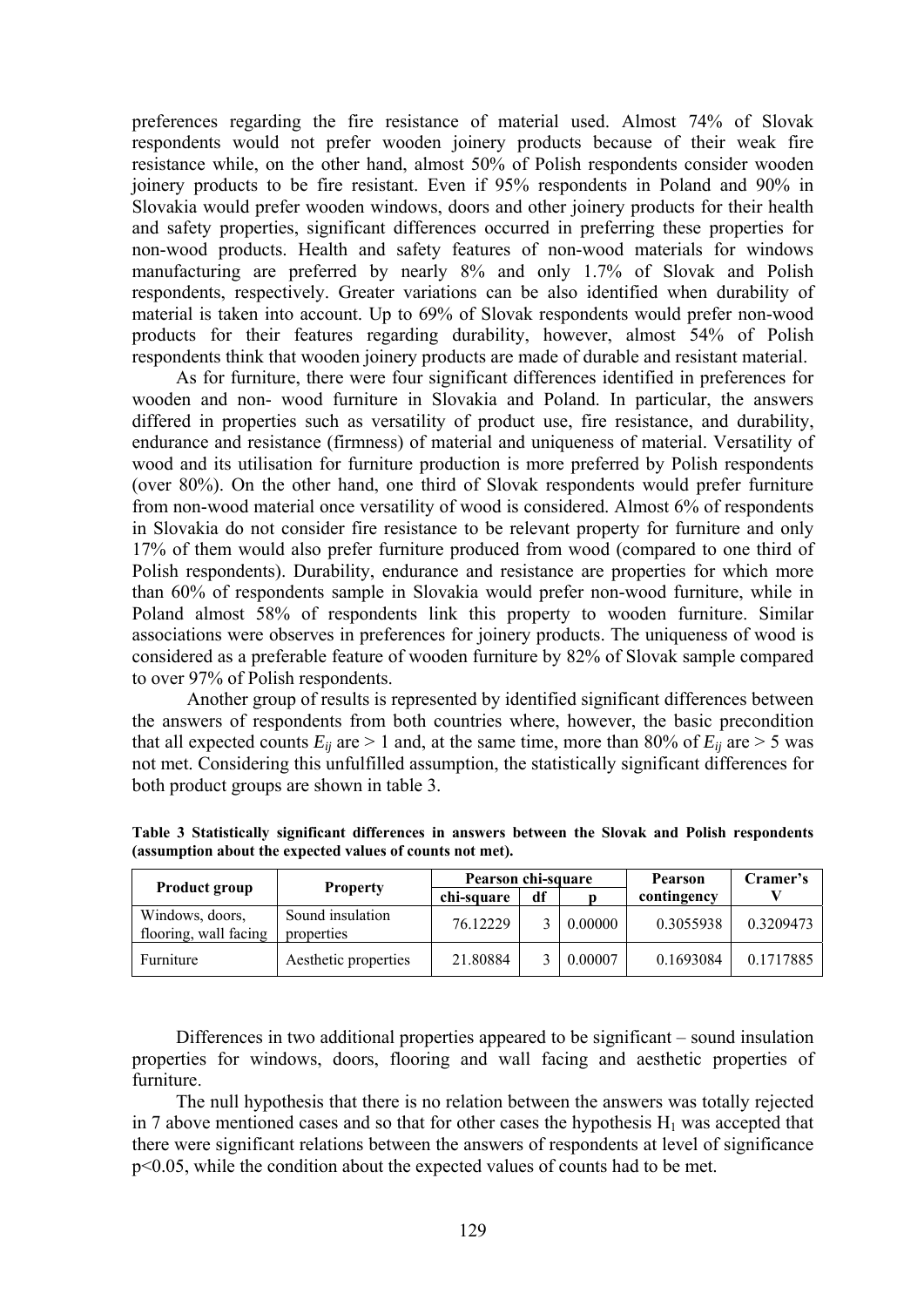preferences regarding the fire resistance of material used. Almost 74% of Slovak respondents would not prefer wooden joinery products because of their weak fire resistance while, on the other hand, almost 50% of Polish respondents consider wooden joinery products to be fire resistant. Even if 95% respondents in Poland and 90% in Slovakia would prefer wooden windows, doors and other joinery products for their health and safety properties, significant differences occurred in preferring these properties for non-wood products. Health and safety features of non-wood materials for windows manufacturing are preferred by nearly 8% and only 1.7% of Slovak and Polish respondents, respectively. Greater variations can be also identified when durability of material is taken into account. Up to 69% of Slovak respondents would prefer non-wood products for their features regarding durability, however, almost 54% of Polish respondents think that wooden joinery products are made of durable and resistant material.

As for furniture, there were four significant differences identified in preferences for wooden and non- wood furniture in Slovakia and Poland. In particular, the answers differed in properties such as versatility of product use, fire resistance, and durability, endurance and resistance (firmness) of material and uniqueness of material. Versatility of wood and its utilisation for furniture production is more preferred by Polish respondents (over 80%). On the other hand, one third of Slovak respondents would prefer furniture from non-wood material once versatility of wood is considered. Almost 6% of respondents in Slovakia do not consider fire resistance to be relevant property for furniture and only 17% of them would also prefer furniture produced from wood (compared to one third of Polish respondents). Durability, endurance and resistance are properties for which more than 60% of respondents sample in Slovakia would prefer non-wood furniture, while in Poland almost 58% of respondents link this property to wooden furniture. Similar associations were observes in preferences for joinery products. The uniqueness of wood is considered as a preferable feature of wooden furniture by 82% of Slovak sample compared to over 97% of Polish respondents.

Another group of results is represented by identified significant differences between the answers of respondents from both countries where, however, the basic precondition that all expected counts $E_{ij}$ are > 1 and, at the same time, more than 80% of $E_{ij}$ are > 5 was not met. Considering this unfulfilled assumption, the statistically significant differences for both product groups are shown in table 3.

**Table 3 Statistically significant differences in answers between the Slovak and Polish respondents (assumption about the expected values of counts not met).**

| Product group | Property | Pearson chi-square | | | Pearson contingency | Cramer's V |
|---|---|---|---|---|---|---|
| | | chi-square | df | p | | |
| Windows, doors, flooring, wall facing | Sound insulation properties | 76.12229 | 3 | 0.00000 | 0.3055938 | 0.3209473 |
| Furniture | Aesthetic properties | 21.80884 | 3 | 0.00007 | 0.1693084 | 0.1717885 |

Differences in two additional properties appeared to be significant – sound insulation properties for windows, doors, flooring and wall facing and aesthetic properties of furniture.

The null hypothesis that there is no relation between the answers was totally rejected in 7 above mentioned cases and so that for other cases the hypothesis $H_1$ was accepted that there were significant relations between the answers of respondents at level of significance $p<0.05$, while the condition about the expected values of counts had to be met.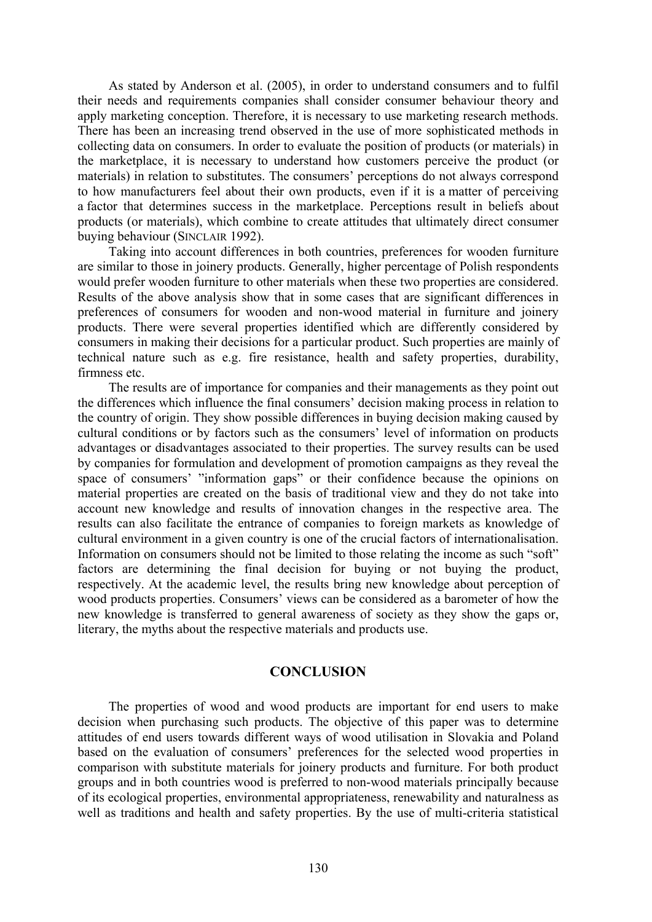As stated by Anderson et al. (2005), in order to understand consumers and to fulfil their needs and requirements companies shall consider consumer behaviour theory and apply marketing conception. Therefore, it is necessary to use marketing research methods. There has been an increasing trend observed in the use of more sophisticated methods in collecting data on consumers. In order to evaluate the position of products (or materials) in the marketplace, it is necessary to understand how customers perceive the product (or materials) in relation to substitutes. The consumers' perceptions do not always correspond to how manufacturers feel about their own products, even if it is a matter of perceiving a factor that determines success in the marketplace. Perceptions result in beliefs about products (or materials), which combine to create attitudes that ultimately direct consumer buying behaviour (SINCLAIR 1992).

Taking into account differences in both countries, preferences for wooden furniture are similar to those in joinery products. Generally, higher percentage of Polish respondents would prefer wooden furniture to other materials when these two properties are considered. Results of the above analysis show that in some cases that are significant differences in preferences of consumers for wooden and non-wood material in furniture and joinery products. There were several properties identified which are differently considered by consumers in making their decisions for a particular product. Such properties are mainly of technical nature such as e.g. fire resistance, health and safety properties, durability, firmness etc.

The results are of importance for companies and their managements as they point out the differences which influence the final consumers' decision making process in relation to the country of origin. They show possible differences in buying decision making caused by cultural conditions or by factors such as the consumers' level of information on products advantages or disadvantages associated to their properties. The survey results can be used by companies for formulation and development of promotion campaigns as they reveal the space of consumers' "information gaps" or their confidence because the opinions on material properties are created on the basis of traditional view and they do not take into account new knowledge and results of innovation changes in the respective area. The results can also facilitate the entrance of companies to foreign markets as knowledge of cultural environment in a given country is one of the crucial factors of internationalisation. Information on consumers should not be limited to those relating the income as such "soft" factors are determining the final decision for buying or not buying the product, respectively. At the academic level, the results bring new knowledge about perception of wood products properties. Consumers' views can be considered as a barometer of how the new knowledge is transferred to general awareness of society as they show the gaps or, literary, the myths about the respective materials and products use.

## CONCLUSION

The properties of wood and wood products are important for end users to make decision when purchasing such products. The objective of this paper was to determine attitudes of end users towards different ways of wood utilisation in Slovakia and Poland based on the evaluation of consumers' preferences for the selected wood properties in comparison with substitute materials for joinery products and furniture. For both product groups and in both countries wood is preferred to non-wood materials principally because of its ecological properties, environmental appropriateness, renewability and naturalness as well as traditions and health and safety properties. By the use of multi-criteria statistical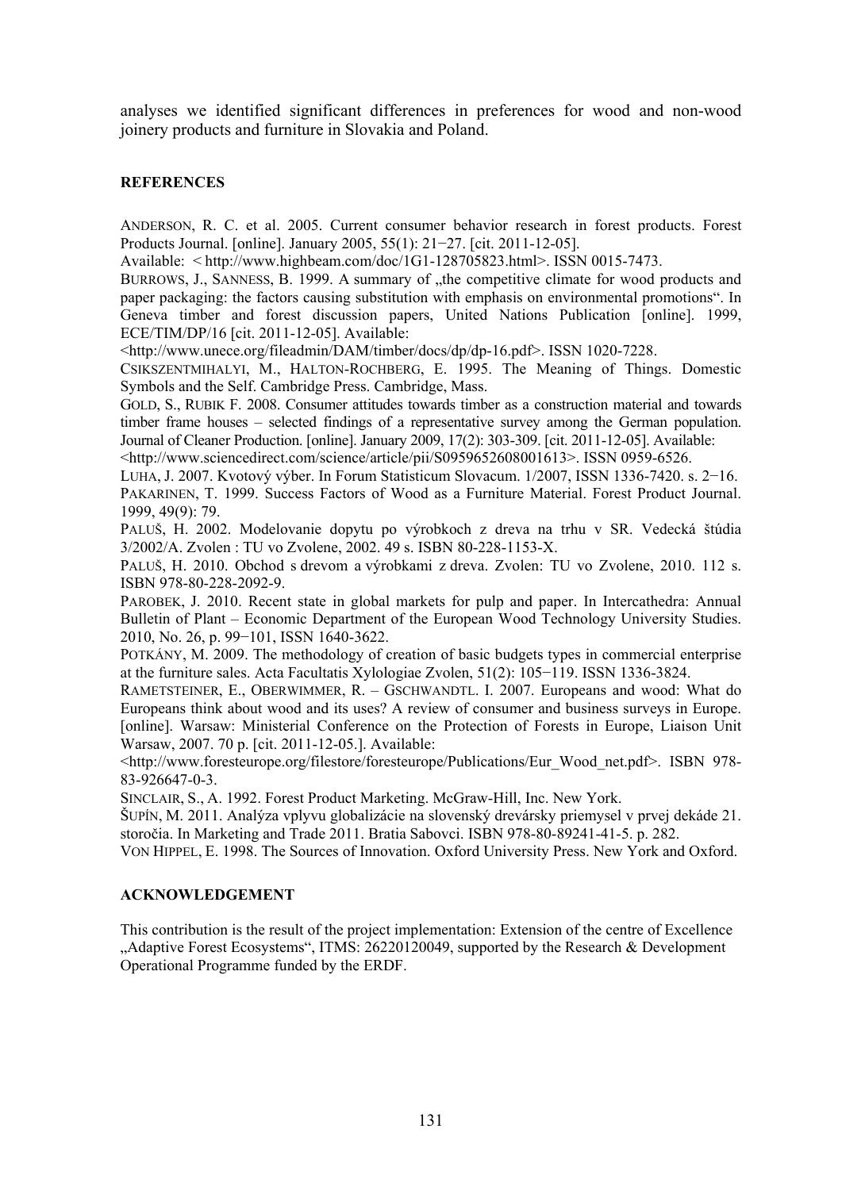analyses we identified significant differences in preferences for wood and non-wood joinery products and furniture in Slovakia and Poland.

## REFERENCES

ANDERSON, R. C. et al. 2005. Current consumer behavior research in forest products. Forest Products Journal. [online]. January 2005, 55(1): 21−27. [cit. 2011-12-05].
Available: < http://www.highbeam.com/doc/1G1-128705823.html>. ISSN 0015-7473.

BURROWS, J., SANNESS, B. 1999. A summary of „the competitive climate for wood products and paper packaging: the factors causing substitution with emphasis on environmental promotions". In Geneva timber and forest discussion papers, United Nations Publication [online]. 1999, ECE/TIM/DP/16 [cit. 2011-12-05]. Available:
<http://www.unece.org/fileadmin/DAM/timber/docs/dp/dp-16.pdf>. ISSN 1020-7228.

CSIKSZENTMIHALYI, M., HALTON-ROCHBERG, E. 1995. The Meaning of Things. Domestic Symbols and the Self. Cambridge Press. Cambridge, Mass.

GOLD, S., RUBIK F. 2008. Consumer attitudes towards timber as a construction material and towards timber frame houses – selected findings of a representative survey among the German population. Journal of Cleaner Production. [online]. January 2009, 17(2): 303-309. [cit. 2011-12-05]. Available:
<http://www.sciencedirect.com/science/article/pii/S0959652608001613>. ISSN 0959-6526.

LUHA, J. 2007. Kvotový výber. In Forum Statisticum Slovacum. 1/2007, ISSN 1336-7420. s. 2−16.

PAKARINEN, T. 1999. Success Factors of Wood as a Furniture Material. Forest Product Journal. 1999, 49(9): 79.

PALUŠ, H. 2002. Modelovanie dopytu po výrobkoch z dreva na trhu v SR. Vedecká štúdia 3/2002/A. Zvolen : TU vo Zvolene, 2002. 49 s. ISBN 80-228-1153-X.

PALUŠ, H. 2010. Obchod s drevom a výrobkami z dreva. Zvolen: TU vo Zvolene, 2010. 112 s. ISBN 978-80-228-2092-9.

PAROBEK, J. 2010. Recent state in global markets for pulp and paper. In Intercathedra: Annual Bulletin of Plant – Economic Department of the European Wood Technology University Studies. 2010, No. 26, p. 99−101, ISSN 1640-3622.

POTKÁNY, M. 2009. The methodology of creation of basic budgets types in commercial enterprise at the furniture sales. Acta Facultatis Xylologiae Zvolen, 51(2): 105−119. ISSN 1336-3824.

RAMETSTEINER, E., OBERWIMMER, R. – GSCHWANDTL. I. 2007. Europeans and wood: What do Europeans think about wood and its uses? A review of consumer and business surveys in Europe. [online]. Warsaw: Ministerial Conference on the Protection of Forests in Europe, Liaison Unit Warsaw, 2007. 70 p. [cit. 2011-12-05.]. Available:
<http://www.foresteurope.org/filestore/foresteurope/Publications/Eur_Wood_net.pdf>. ISBN 978-83-926647-0-3.

SINCLAIR, S., A. 1992. Forest Product Marketing. McGraw-Hill, Inc. New York.

ŠUPÍN, M. 2011. Analýza vplyvu globalizácie na slovenský drevársky priemysel v prvej dekáde 21. storočia. In Marketing and Trade 2011. Bratia Sabovci. ISBN 978-80-89241-41-5. p. 282.

VON HIPPEL, E. 1998. The Sources of Innovation. Oxford University Press. New York and Oxford.

## ACKNOWLEDGEMENT

This contribution is the result of the project implementation: Extension of the centre of Excellence „Adaptive Forest Ecosystems", ITMS: 26220120049, supported by the Research & Development Operational Programme funded by the ERDF.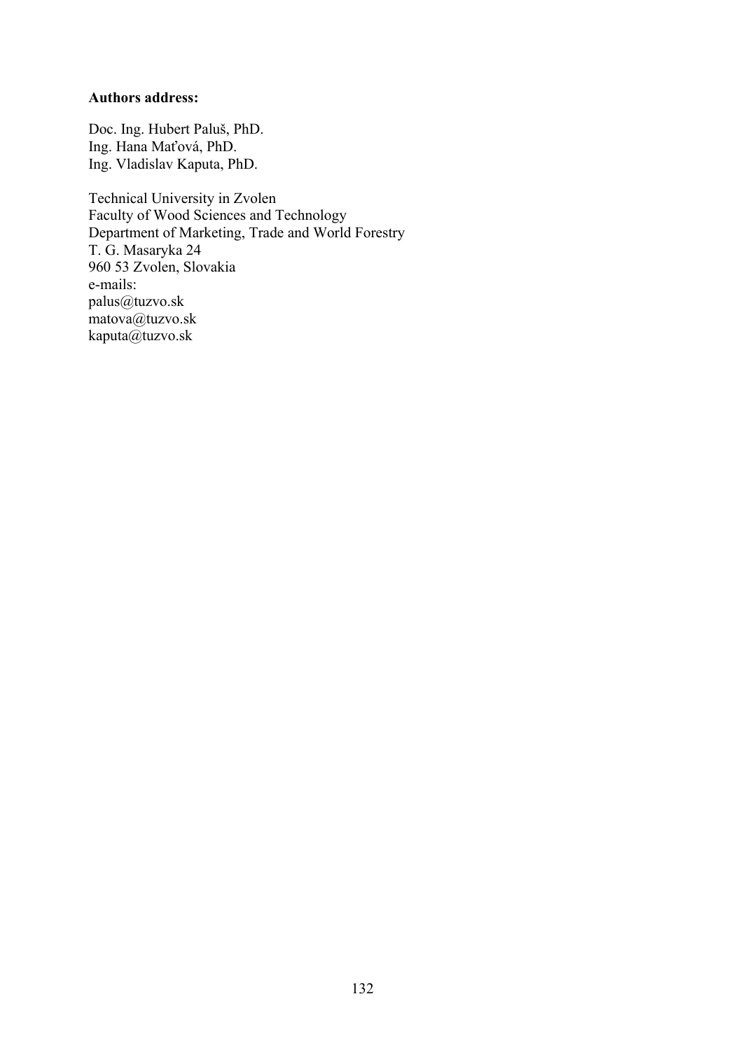**Authors address:**

Doc. Ing. Hubert Paluš, PhD.
Ing. Hana Maťová, PhD.
Ing. Vladislav Kaputa, PhD.

Technical University in Zvolen
Faculty of Wood Sciences and Technology
Department of Marketing, Trade and World Forestry
T. G. Masaryka 24
960 53 Zvolen, Slovakia
e-mails:
palus@tuzvo.sk
matova@tuzvo.sk
kaputa@tuzvo.sk